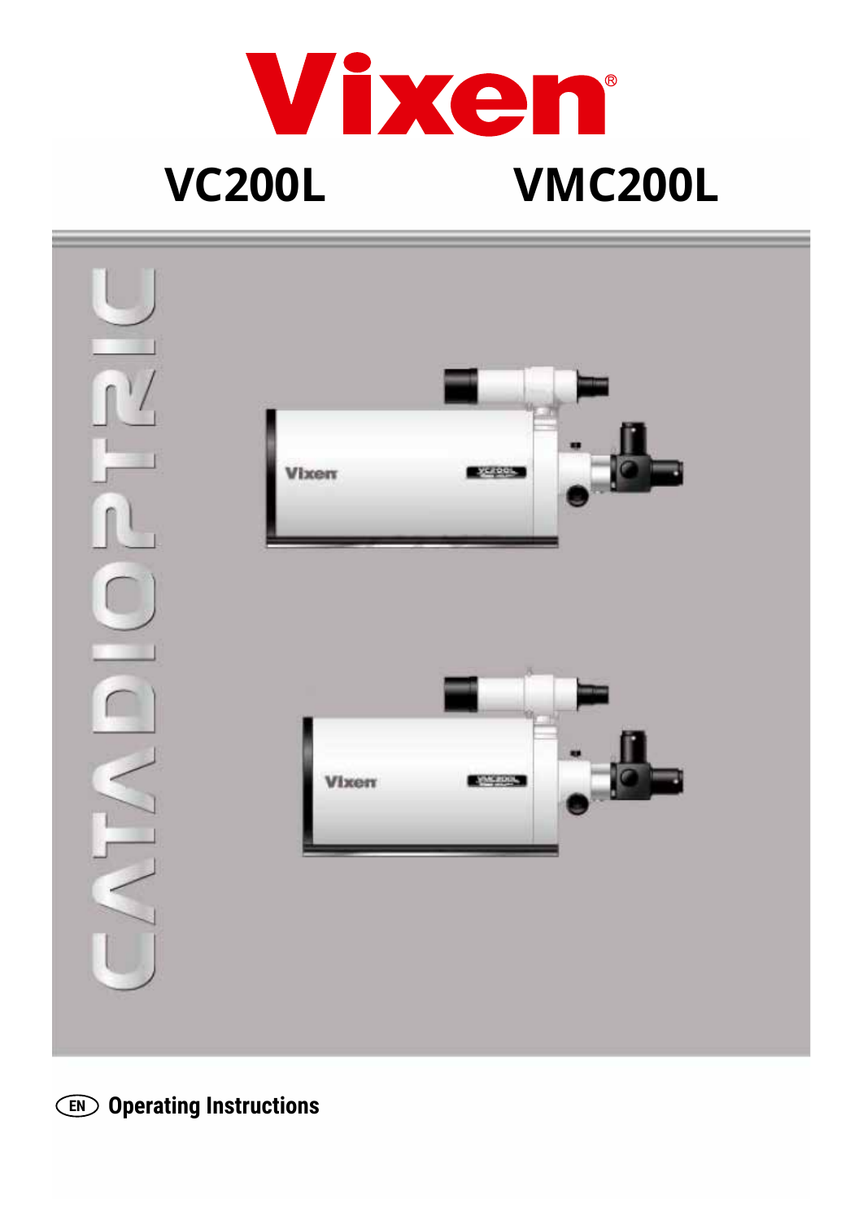# Vixen®

## VC200L VMC200L

CATADIOPTRIC

EN **Operating Instructions**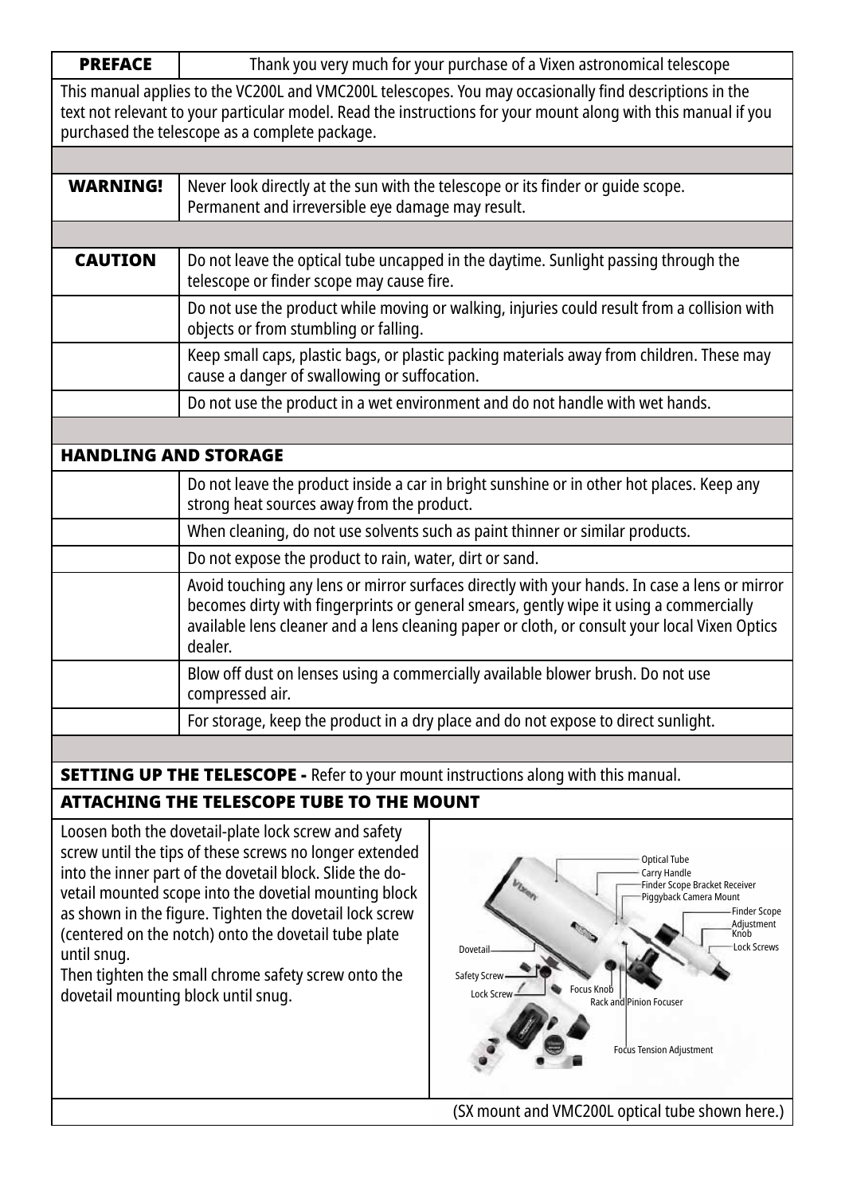| PREFACE | Thank you very much for your purchase of a Vixen astronomical telescope |
|---|---|

This manual applies to the VC200L and VMC200L telescopes. You may occasionally find descriptions in the text not relevant to your particular model. Read the instructions for your mount along with this manual if you purchased the telescope as a complete package.

| WARNING! | Never look directly at the sun with the telescope or its finder or guide scope. Permanent and irreversible eye damage may result. |
|---|---|

| CAUTION | Do not leave the optical tube uncapped in the daytime. Sunlight passing through the telescope or finder scope may cause fire. |
|---|---|
| | Do not use the product while moving or walking, injuries could result from a collision with objects or from stumbling or falling. |
| | Keep small caps, plastic bags, or plastic packing materials away from children. These may cause a danger of swallowing or suffocation. |
| | Do not use the product in a wet environment and do not handle with wet hands. |

## HANDLING AND STORAGE

| | |
|---|---|
| | Do not leave the product inside a car in bright sunshine or in other hot places. Keep any strong heat sources away from the product. |
| | When cleaning, do not use solvents such as paint thinner or similar products. |
| | Do not expose the product to rain, water, dirt or sand. |
| | Avoid touching any lens or mirror surfaces directly with your hands. In case a lens or mirror becomes dirty with fingerprints or general smears, gently wipe it using a commercially available lens cleaner and a lens cleaning paper or cloth, or consult your local Vixen Optics dealer. |
| | Blow off dust on lenses using a commercially available blower brush. Do not use compressed air. |
| | For storage, keep the product in a dry place and do not expose to direct sunlight. |

## SETTING UP THE TELESCOPE - Refer to your mount instructions along with this manual.

## ATTACHING THE TELESCOPE TUBE TO THE MOUNT

Loosen both the dovetail-plate lock screw and safety screw until the tips of these screws no longer extended into the inner part of the dovetail block. Slide the dovetail mounted scope into the dovetial mounting block as shown in the figure. Tighten the dovetail lock screw (centered on the notch) onto the dovetail tube plate until snug.

Then tighten the small chrome safety screw onto the dovetail mounting block until snug.

Optical Tube, Carry Handle, Finder Scope Bracket Receiver, Piggyback Camera Mount, Finder Scope Adjustment Knob, Lock Screws, Dovetail, Safety Screw, Lock Screw, Focus Knob, Rack and Pinion Focuser, Focus Tension Adjustment

(SX mount and VMC200L optical tube shown here.)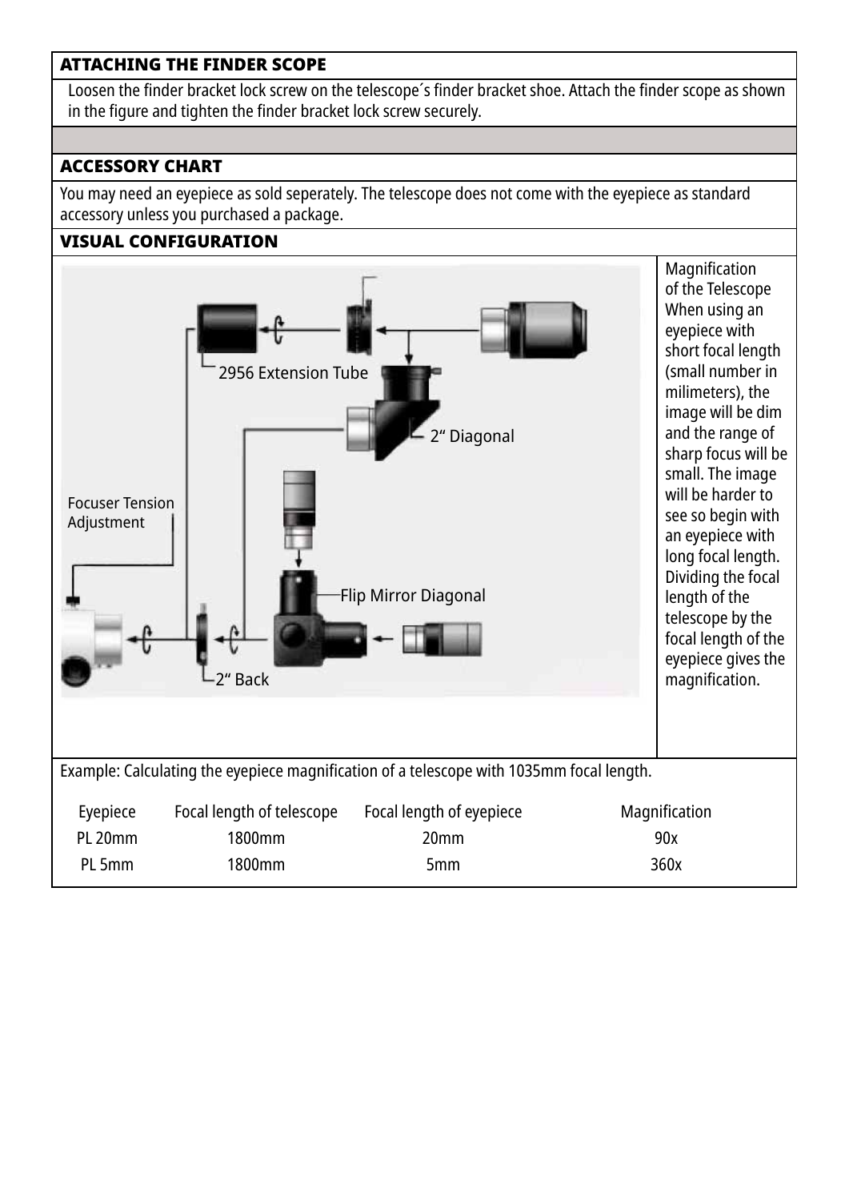## ATTACHING THE FINDER SCOPE

Loosen the finder bracket lock screw on the telescope´s finder bracket shoe. Attach the finder scope as shown in the figure and tighten the finder bracket lock screw securely.

## ACCESSORY CHART

You may need an eyepiece as sold seperately. The telescope does not come with the eyepiece as standard accessory unless you purchased a package.

## VISUAL CONFIGURATION

Magnification of the Telescope When using an eyepiece with short focal length (small number in milimeters), the image will be dim and the range of sharp focus will be small. The image will be harder to see so begin with an eyepiece with long focal length. Dividing the focal length of the telescope by the focal length of the eyepiece gives the magnification.

Example: Calculating the eyepiece magnification of a telescope with 1035mm focal length.

| Eyepiece | Focal length of telescope | Focal length of eyepiece | Magnification |
|---|---|---|---|
| PL 20mm | 1800mm | 20mm | 90x |
| PL 5mm | 1800mm | 5mm | 360x |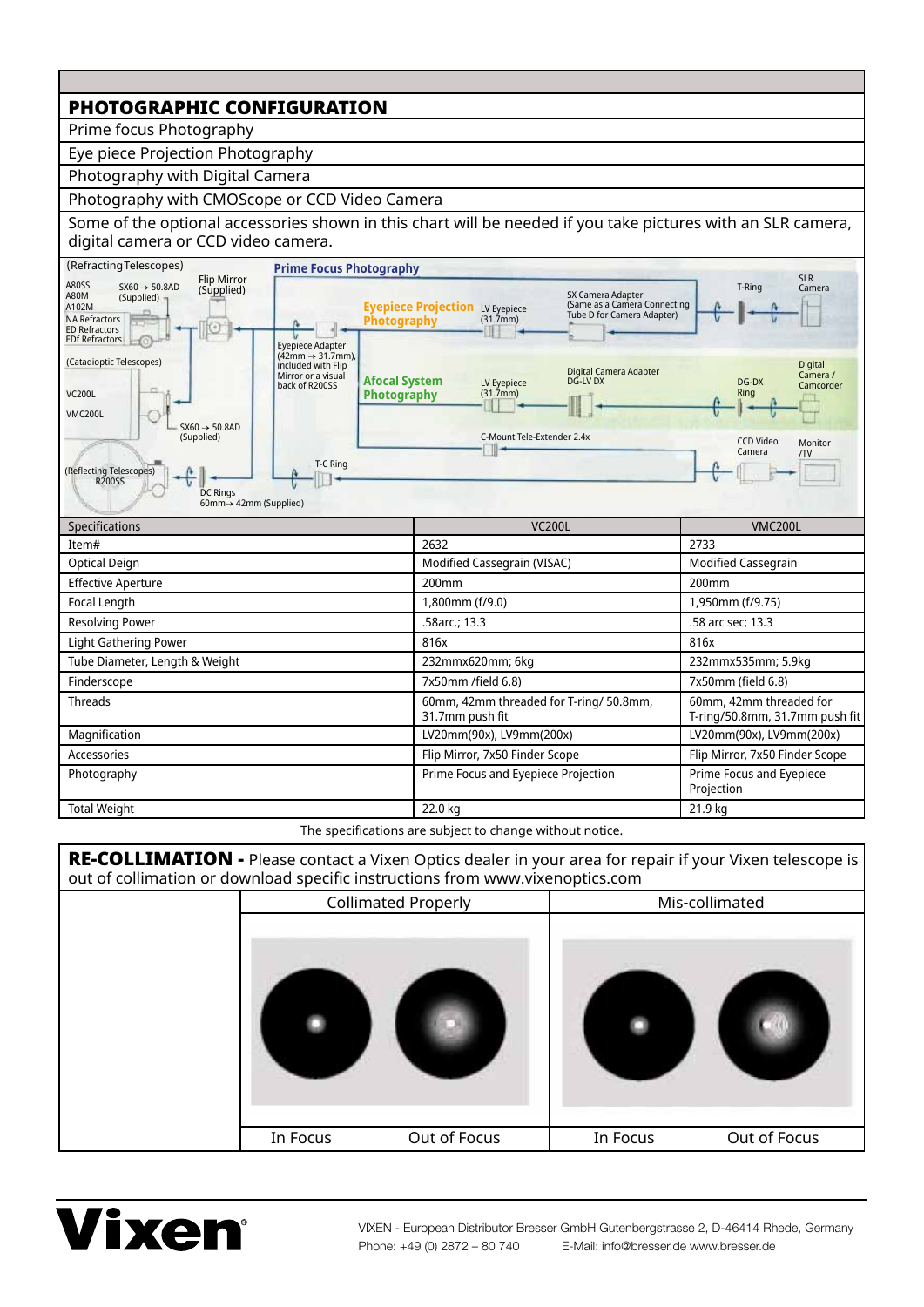## PHOTOGRAPHIC CONFIGURATION

Prime focus Photography

Eye piece Projection Photography

Photography with Digital Camera

Photography with CMOScope or CCD Video Camera

Some of the optional accessories shown in this chart will be needed if you take pictures with an SLR camera, digital camera or CCD video camera.

(Refracting Telescopes)
A80SS
A80M
A102M
NA Refractors
ED Refractors
EDf Refractors
SX60 → 50.8AD (Supplied)
Flip Mirror (Supplied)
(Catadioptic Telescopes)
VC200L
VMC200L
SX60 → 50.8AD (Supplied)
(Reflecting Telescopes)
R200SS
DC Rings
60mm→ 42mm (Supplied)
Eyepiece Adapter (42mm → 31.7mm), included with Flip Mirror or a visual back of R200SS
T-C Ring
Prime Focus Photography
Eyepiece Projection Photography
LV Eyepiece (31.7mm)
SX Camera Adapter (Same as a Camera Connecting Tube D for Camera Adapter)
T-Ring
SLR Camera
Afocal System Photography
LV Eyepiece (31.7mm)
Digital Camera Adapter DG-LV DX
DG-DX Ring
Digital Camera / Camcorder
C-Mount Tele-Extender 2.4x
CCD Video Camera
Monitor /TV

| Specifications | VC200L | VMC200L |
|---|---|---|
| Item# | 2632 | 2733 |
| Optical Deign | Modified Cassegrain (VISAC) | Modified Cassegrain |
| Effective Aperture | 200mm | 200mm |
| Focal Length | 1,800mm (f/9.0) | 1,950mm (f/9.75) |
| Resolving Power | .58arc.; 13.3 | .58 arc sec; 13.3 |
| Light Gathering Power | 816x | 816x |
| Tube Diameter, Length & Weight | 232mmx620mm; 6kg | 232mmx535mm; 5.9kg |
| Finderscope | 7x50mm /field 6.8) | 7x50mm (field 6.8) |
| Threads | 60mm, 42mm threaded for T-ring/ 50.8mm, 31.7mm push fit | 60mm, 42mm threaded for T-ring/50.8mm, 31.7mm push fit |
| Magnification | LV20mm(90x), LV9mm(200x) | LV20mm(90x), LV9mm(200x) |
| Accessories | Flip Mirror, 7x50 Finder Scope | Flip Mirror, 7x50 Finder Scope |
| Photography | Prime Focus and Eyepiece Projection | Prime Focus and Eyepiece Projection |
| Total Weight | 22.0 kg | 21.9 kg |

The specifications are subject to change without notice.

**RE-COLLIMATION -** Please contact a Vixen Optics dealer in your area for repair if your Vixen telescope is out of collimation or download specific instructions from www.vixenoptics.com

| | Collimated Properly | | Mis-collimated | |
|---|---|---|---|---|
| | In Focus | Out of Focus | In Focus | Out of Focus |

Vixen

VIXEN - European Distributor Bresser GmbH Gutenbergstrasse 2, D-46414 Rhede, Germany
Phone: +49 (0) 2872 – 80 740 E-Mail: info@bresser.de www.bresser.de